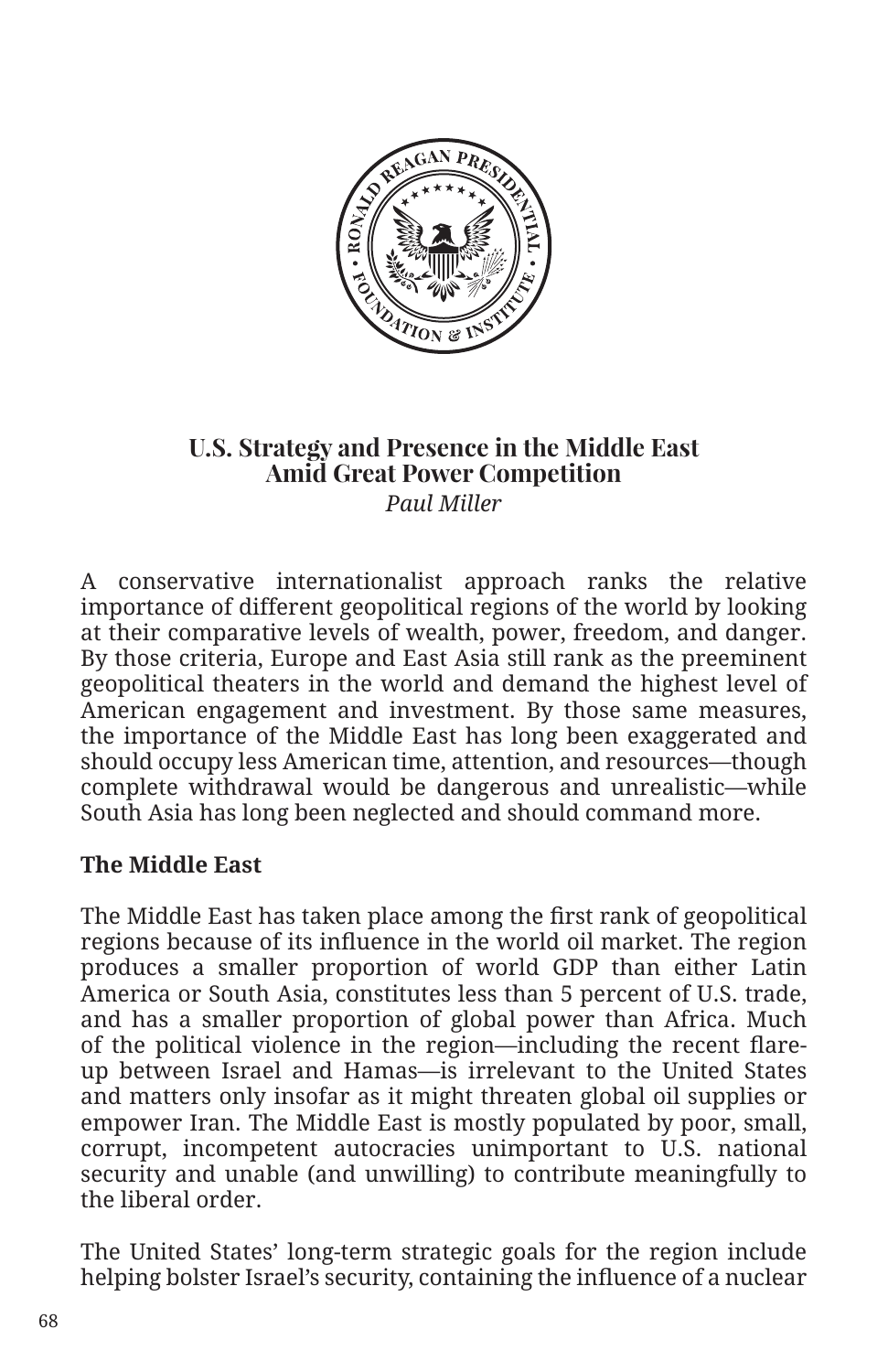# U.S. Strategy and Presence in the Middle East Amid Great Power Competition

*Paul Miller*

A conservative internationalist approach ranks the relative importance of different geopolitical regions of the world by looking at their comparative levels of wealth, power, freedom, and danger. By those criteria, Europe and East Asia still rank as the preeminent geopolitical theaters in the world and demand the highest level of American engagement and investment. By those same measures, the importance of the Middle East has long been exaggerated and should occupy less American time, attention, and resources—though complete withdrawal would be dangerous and unrealistic—while South Asia has long been neglected and should command more.

## The Middle East

The Middle East has taken place among the first rank of geopolitical regions because of its influence in the world oil market. The region produces a smaller proportion of world GDP than either Latin America or South Asia, constitutes less than 5 percent of U.S. trade, and has a smaller proportion of global power than Africa. Much of the political violence in the region—including the recent flare-up between Israel and Hamas—is irrelevant to the United States and matters only insofar as it might threaten global oil supplies or empower Iran. The Middle East is mostly populated by poor, small, corrupt, incompetent autocracies unimportant to U.S. national security and unable (and unwilling) to contribute meaningfully to the liberal order.

The United States' long-term strategic goals for the region include helping bolster Israel's security, containing the influence of a nuclear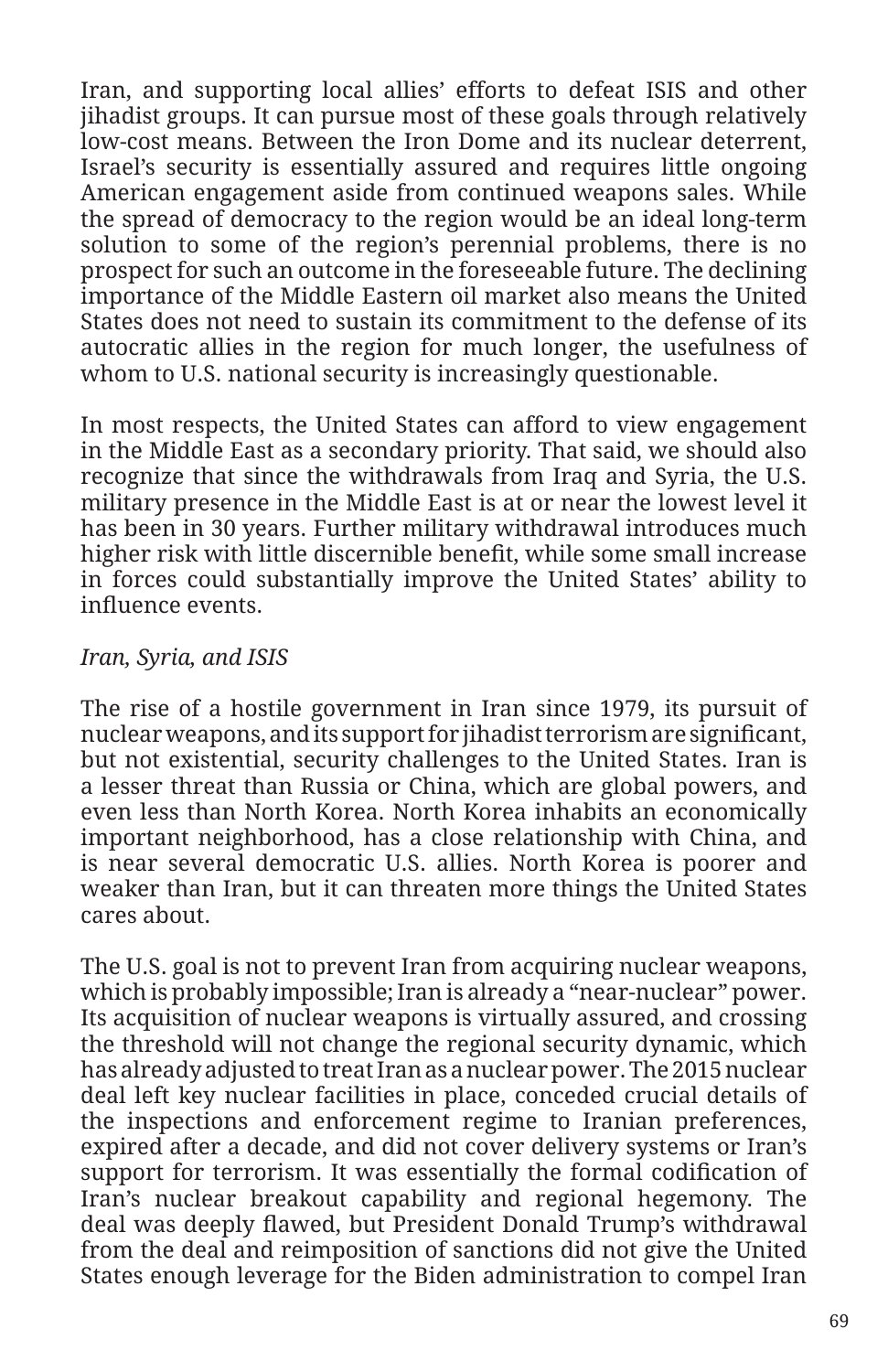Iran, and supporting local allies' efforts to defeat ISIS and other jihadist groups. It can pursue most of these goals through relatively low-cost means. Between the Iron Dome and its nuclear deterrent, Israel's security is essentially assured and requires little ongoing American engagement aside from continued weapons sales. While the spread of democracy to the region would be an ideal long-term solution to some of the region's perennial problems, there is no prospect for such an outcome in the foreseeable future. The declining importance of the Middle Eastern oil market also means the United States does not need to sustain its commitment to the defense of its autocratic allies in the region for much longer, the usefulness of whom to U.S. national security is increasingly questionable.

In most respects, the United States can afford to view engagement in the Middle East as a secondary priority. That said, we should also recognize that since the withdrawals from Iraq and Syria, the U.S. military presence in the Middle East is at or near the lowest level it has been in 30 years. Further military withdrawal introduces much higher risk with little discernible benefit, while some small increase in forces could substantially improve the United States' ability to influence events.

*Iran, Syria, and ISIS*

The rise of a hostile government in Iran since 1979, its pursuit of nuclear weapons, and its support for jihadist terrorism are significant, but not existential, security challenges to the United States. Iran is a lesser threat than Russia or China, which are global powers, and even less than North Korea. North Korea inhabits an economically important neighborhood, has a close relationship with China, and is near several democratic U.S. allies. North Korea is poorer and weaker than Iran, but it can threaten more things the United States cares about.

The U.S. goal is not to prevent Iran from acquiring nuclear weapons, which is probably impossible; Iran is already a "near-nuclear" power. Its acquisition of nuclear weapons is virtually assured, and crossing the threshold will not change the regional security dynamic, which has already adjusted to treat Iran as a nuclear power. The 2015 nuclear deal left key nuclear facilities in place, conceded crucial details of the inspections and enforcement regime to Iranian preferences, expired after a decade, and did not cover delivery systems or Iran's support for terrorism. It was essentially the formal codification of Iran's nuclear breakout capability and regional hegemony. The deal was deeply flawed, but President Donald Trump's withdrawal from the deal and reimposition of sanctions did not give the United States enough leverage for the Biden administration to compel Iran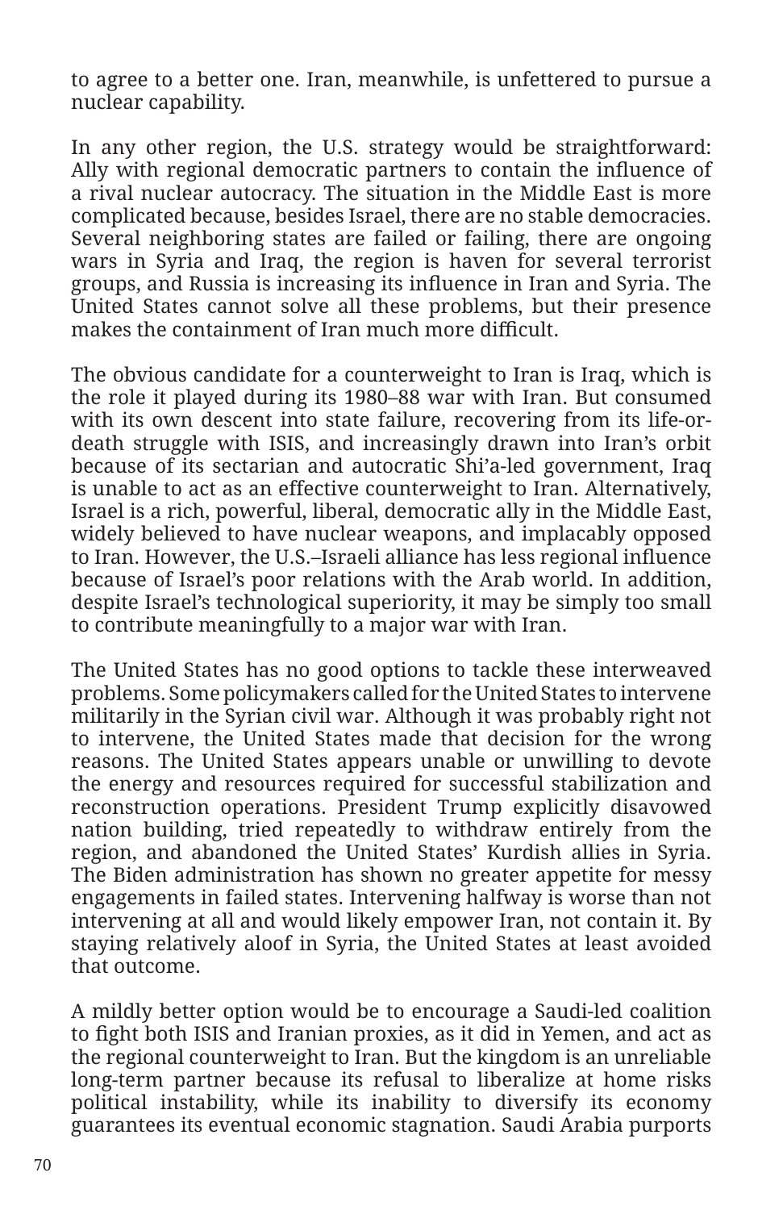to agree to a better one. Iran, meanwhile, is unfettered to pursue a nuclear capability.

In any other region, the U.S. strategy would be straightforward: Ally with regional democratic partners to contain the influence of a rival nuclear autocracy. The situation in the Middle East is more complicated because, besides Israel, there are no stable democracies. Several neighboring states are failed or failing, there are ongoing wars in Syria and Iraq, the region is haven for several terrorist groups, and Russia is increasing its influence in Iran and Syria. The United States cannot solve all these problems, but their presence makes the containment of Iran much more difficult.

The obvious candidate for a counterweight to Iran is Iraq, which is the role it played during its 1980–88 war with Iran. But consumed with its own descent into state failure, recovering from its life-or-death struggle with ISIS, and increasingly drawn into Iran's orbit because of its sectarian and autocratic Shi'a-led government, Iraq is unable to act as an effective counterweight to Iran. Alternatively, Israel is a rich, powerful, liberal, democratic ally in the Middle East, widely believed to have nuclear weapons, and implacably opposed to Iran. However, the U.S.–Israeli alliance has less regional influence because of Israel's poor relations with the Arab world. In addition, despite Israel's technological superiority, it may be simply too small to contribute meaningfully to a major war with Iran.

The United States has no good options to tackle these interweaved problems. Some policymakers called for the United States to intervene militarily in the Syrian civil war. Although it was probably right not to intervene, the United States made that decision for the wrong reasons. The United States appears unable or unwilling to devote the energy and resources required for successful stabilization and reconstruction operations. President Trump explicitly disavowed nation building, tried repeatedly to withdraw entirely from the region, and abandoned the United States' Kurdish allies in Syria. The Biden administration has shown no greater appetite for messy engagements in failed states. Intervening halfway is worse than not intervening at all and would likely empower Iran, not contain it. By staying relatively aloof in Syria, the United States at least avoided that outcome.

A mildly better option would be to encourage a Saudi-led coalition to fight both ISIS and Iranian proxies, as it did in Yemen, and act as the regional counterweight to Iran. But the kingdom is an unreliable long-term partner because its refusal to liberalize at home risks political instability, while its inability to diversify its economy guarantees its eventual economic stagnation. Saudi Arabia purports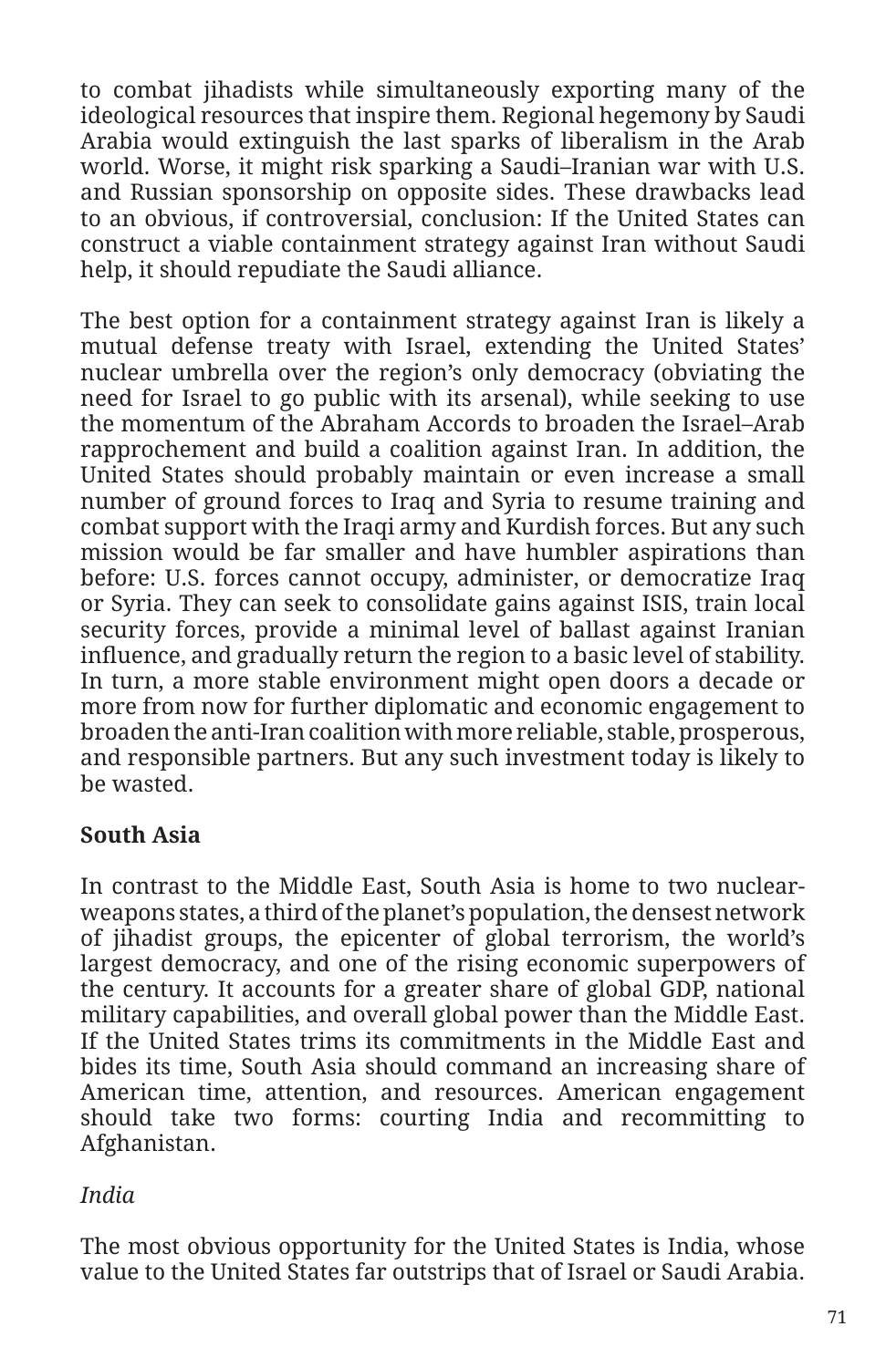to combat jihadists while simultaneously exporting many of the ideological resources that inspire them. Regional hegemony by Saudi Arabia would extinguish the last sparks of liberalism in the Arab world. Worse, it might risk sparking a Saudi–Iranian war with U.S. and Russian sponsorship on opposite sides. These drawbacks lead to an obvious, if controversial, conclusion: If the United States can construct a viable containment strategy against Iran without Saudi help, it should repudiate the Saudi alliance.

The best option for a containment strategy against Iran is likely a mutual defense treaty with Israel, extending the United States' nuclear umbrella over the region's only democracy (obviating the need for Israel to go public with its arsenal), while seeking to use the momentum of the Abraham Accords to broaden the Israel–Arab rapprochement and build a coalition against Iran. In addition, the United States should probably maintain or even increase a small number of ground forces to Iraq and Syria to resume training and combat support with the Iraqi army and Kurdish forces. But any such mission would be far smaller and have humbler aspirations than before: U.S. forces cannot occupy, administer, or democratize Iraq or Syria. They can seek to consolidate gains against ISIS, train local security forces, provide a minimal level of ballast against Iranian influence, and gradually return the region to a basic level of stability. In turn, a more stable environment might open doors a decade or more from now for further diplomatic and economic engagement to broaden the anti-Iran coalition with more reliable, stable, prosperous, and responsible partners. But any such investment today is likely to be wasted.

**South Asia**

In contrast to the Middle East, South Asia is home to two nuclear-weapons states, a third of the planet's population, the densest network of jihadist groups, the epicenter of global terrorism, the world's largest democracy, and one of the rising economic superpowers of the century. It accounts for a greater share of global GDP, national military capabilities, and overall global power than the Middle East. If the United States trims its commitments in the Middle East and bides its time, South Asia should command an increasing share of American time, attention, and resources. American engagement should take two forms: courting India and recommitting to Afghanistan.

*India*

The most obvious opportunity for the United States is India, whose value to the United States far outstrips that of Israel or Saudi Arabia.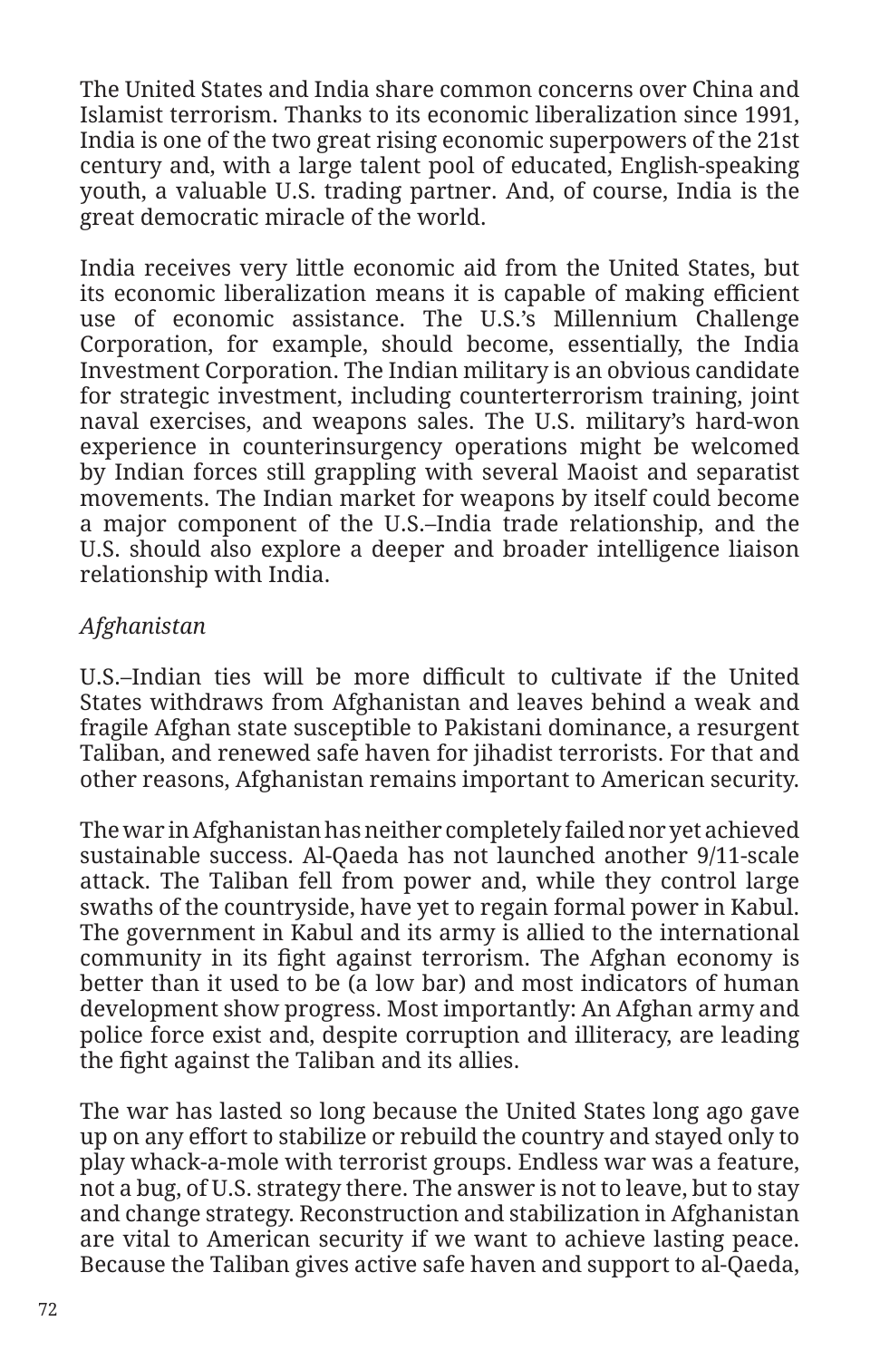The United States and India share common concerns over China and Islamist terrorism. Thanks to its economic liberalization since 1991, India is one of the two great rising economic superpowers of the 21st century and, with a large talent pool of educated, English-speaking youth, a valuable U.S. trading partner. And, of course, India is the great democratic miracle of the world.

India receives very little economic aid from the United States, but its economic liberalization means it is capable of making efficient use of economic assistance. The U.S.'s Millennium Challenge Corporation, for example, should become, essentially, the India Investment Corporation. The Indian military is an obvious candidate for strategic investment, including counterterrorism training, joint naval exercises, and weapons sales. The U.S. military's hard-won experience in counterinsurgency operations might be welcomed by Indian forces still grappling with several Maoist and separatist movements. The Indian market for weapons by itself could become a major component of the U.S.–India trade relationship, and the U.S. should also explore a deeper and broader intelligence liaison relationship with India.

*Afghanistan*

U.S.–Indian ties will be more difficult to cultivate if the United States withdraws from Afghanistan and leaves behind a weak and fragile Afghan state susceptible to Pakistani dominance, a resurgent Taliban, and renewed safe haven for jihadist terrorists. For that and other reasons, Afghanistan remains important to American security.

The war in Afghanistan has neither completely failed nor yet achieved sustainable success. Al-Qaeda has not launched another 9/11-scale attack. The Taliban fell from power and, while they control large swaths of the countryside, have yet to regain formal power in Kabul. The government in Kabul and its army is allied to the international community in its fight against terrorism. The Afghan economy is better than it used to be (a low bar) and most indicators of human development show progress. Most importantly: An Afghan army and police force exist and, despite corruption and illiteracy, are leading the fight against the Taliban and its allies.

The war has lasted so long because the United States long ago gave up on any effort to stabilize or rebuild the country and stayed only to play whack-a-mole with terrorist groups. Endless war was a feature, not a bug, of U.S. strategy there. The answer is not to leave, but to stay and change strategy. Reconstruction and stabilization in Afghanistan are vital to American security if we want to achieve lasting peace. Because the Taliban gives active safe haven and support to al-Qaeda,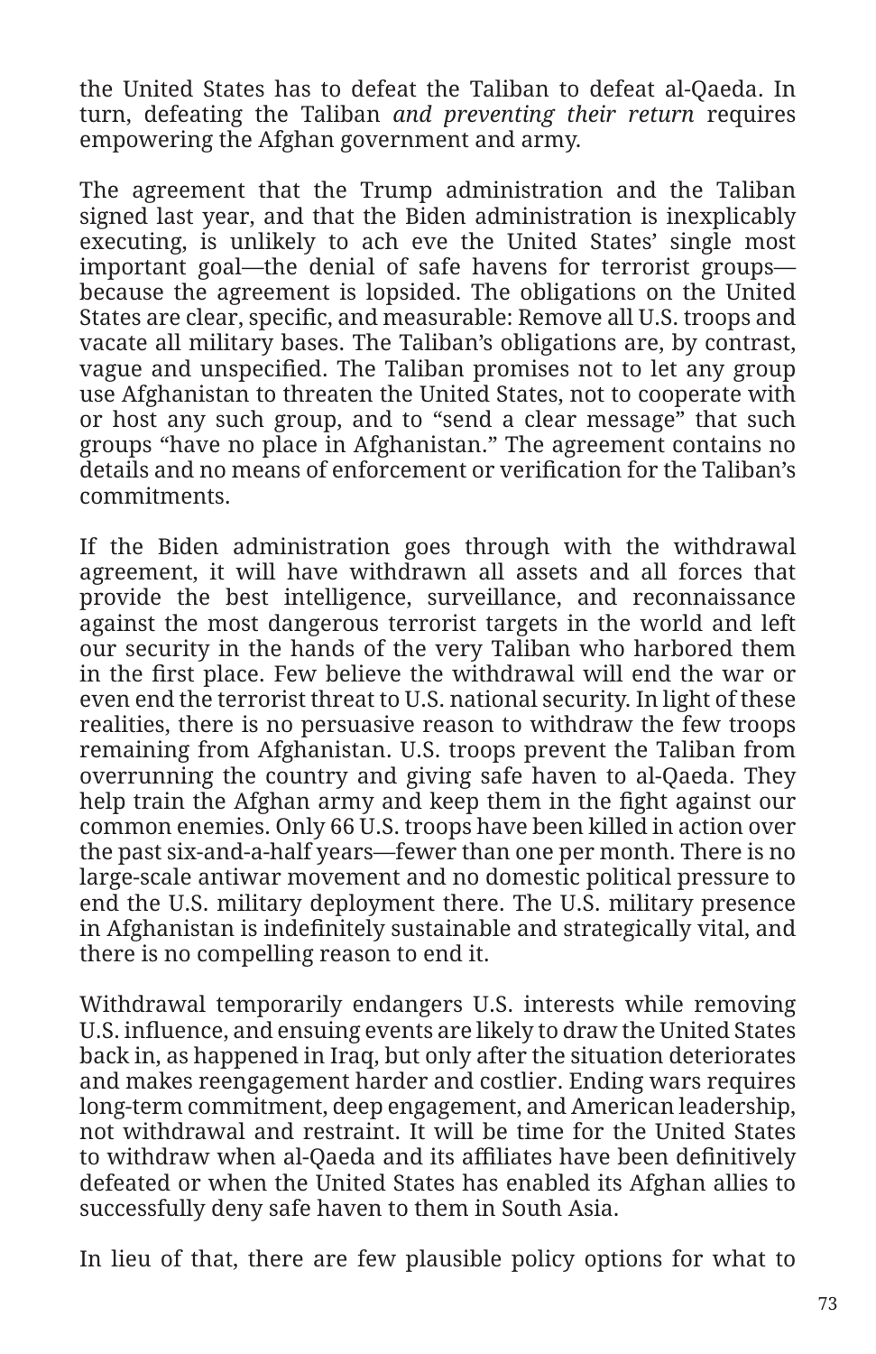the United States has to defeat the Taliban to defeat al-Qaeda. In turn, defeating the Taliban *and preventing their return* requires empowering the Afghan government and army.

The agreement that the Trump administration and the Taliban signed last year, and that the Biden administration is inexplicably executing, is unlikely to ach eve the United States' single most important goal—the denial of safe havens for terrorist groups—because the agreement is lopsided. The obligations on the United States are clear, specific, and measurable: Remove all U.S. troops and vacate all military bases. The Taliban's obligations are, by contrast, vague and unspecified. The Taliban promises not to let any group use Afghanistan to threaten the United States, not to cooperate with or host any such group, and to "send a clear message" that such groups "have no place in Afghanistan." The agreement contains no details and no means of enforcement or verification for the Taliban's commitments.

If the Biden administration goes through with the withdrawal agreement, it will have withdrawn all assets and all forces that provide the best intelligence, surveillance, and reconnaissance against the most dangerous terrorist targets in the world and left our security in the hands of the very Taliban who harbored them in the first place. Few believe the withdrawal will end the war or even end the terrorist threat to U.S. national security. In light of these realities, there is no persuasive reason to withdraw the few troops remaining from Afghanistan. U.S. troops prevent the Taliban from overrunning the country and giving safe haven to al-Qaeda. They help train the Afghan army and keep them in the fight against our common enemies. Only 66 U.S. troops have been killed in action over the past six-and-a-half years—fewer than one per month. There is no large-scale antiwar movement and no domestic political pressure to end the U.S. military deployment there. The U.S. military presence in Afghanistan is indefinitely sustainable and strategically vital, and there is no compelling reason to end it.

Withdrawal temporarily endangers U.S. interests while removing U.S. influence, and ensuing events are likely to draw the United States back in, as happened in Iraq, but only after the situation deteriorates and makes reengagement harder and costlier. Ending wars requires long-term commitment, deep engagement, and American leadership, not withdrawal and restraint. It will be time for the United States to withdraw when al-Qaeda and its affiliates have been definitively defeated or when the United States has enabled its Afghan allies to successfully deny safe haven to them in South Asia.

In lieu of that, there are few plausible policy options for what to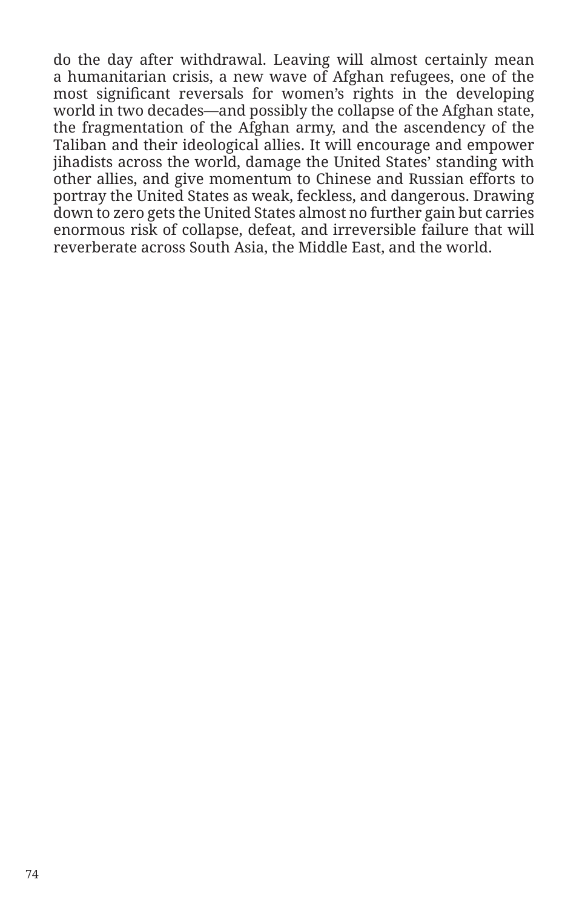do the day after withdrawal. Leaving will almost certainly mean a humanitarian crisis, a new wave of Afghan refugees, one of the most significant reversals for women's rights in the developing world in two decades—and possibly the collapse of the Afghan state, the fragmentation of the Afghan army, and the ascendency of the Taliban and their ideological allies. It will encourage and empower jihadists across the world, damage the United States' standing with other allies, and give momentum to Chinese and Russian efforts to portray the United States as weak, feckless, and dangerous. Drawing down to zero gets the United States almost no further gain but carries enormous risk of collapse, defeat, and irreversible failure that will reverberate across South Asia, the Middle East, and the world.